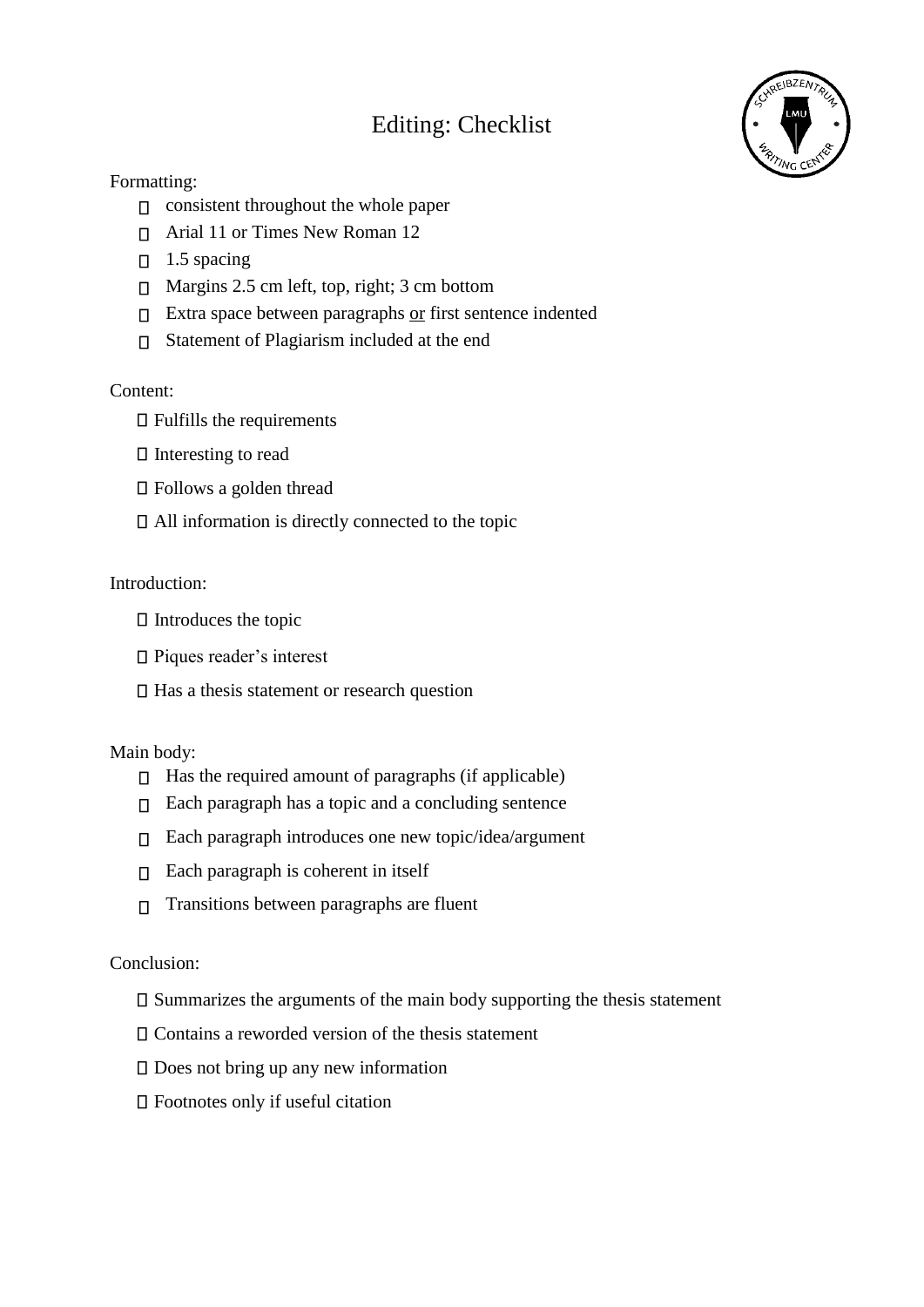# Editing: Checklist

Formatting:

- [ ] consistent throughout the whole paper
- [ ] Arial 11 or Times New Roman 12
- [ ] 1.5 spacing
- [ ] Margins 2.5 cm left, top, right; 3 cm bottom
- [ ] Extra space between paragraphs <u>or</u> first sentence indented
- [ ] Statement of Plagiarism included at the end

Content:

- [ ] Fulfills the requirements
- [ ] Interesting to read
- [ ] Follows a golden thread
- [ ] All information is directly connected to the topic

Introduction:

- [ ] Introduces the topic
- [ ] Piques reader's interest
- [ ] Has a thesis statement or research question

Main body:

- [ ] Has the required amount of paragraphs (if applicable)
- [ ] Each paragraph has a topic and a concluding sentence
- [ ] Each paragraph introduces one new topic/idea/argument
- [ ] Each paragraph is coherent in itself
- [ ] Transitions between paragraphs are fluent

Conclusion:

- [ ] Summarizes the arguments of the main body supporting the thesis statement
- [ ] Contains a reworded version of the thesis statement
- [ ] Does not bring up any new information
- [ ] Footnotes only if useful citation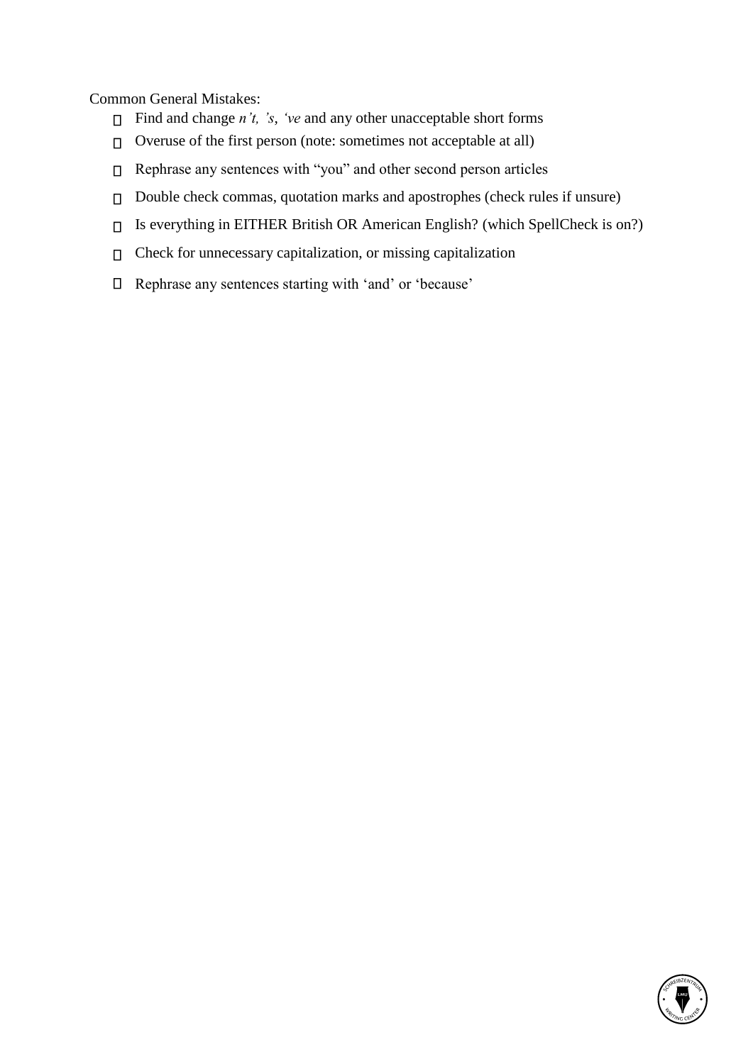Common General Mistakes:

- ☐ Find and change *n't, 's*, *'ve* and any other unacceptable short forms
- ☐ Overuse of the first person (note: sometimes not acceptable at all)
- ☐ Rephrase any sentences with "you" and other second person articles
- ☐ Double check commas, quotation marks and apostrophes (check rules if unsure)
- ☐ Is everything in EITHER British OR American English? (which SpellCheck is on?)
- ☐ Check for unnecessary capitalization, or missing capitalization
- ☐ Rephrase any sentences starting with 'and' or 'because'